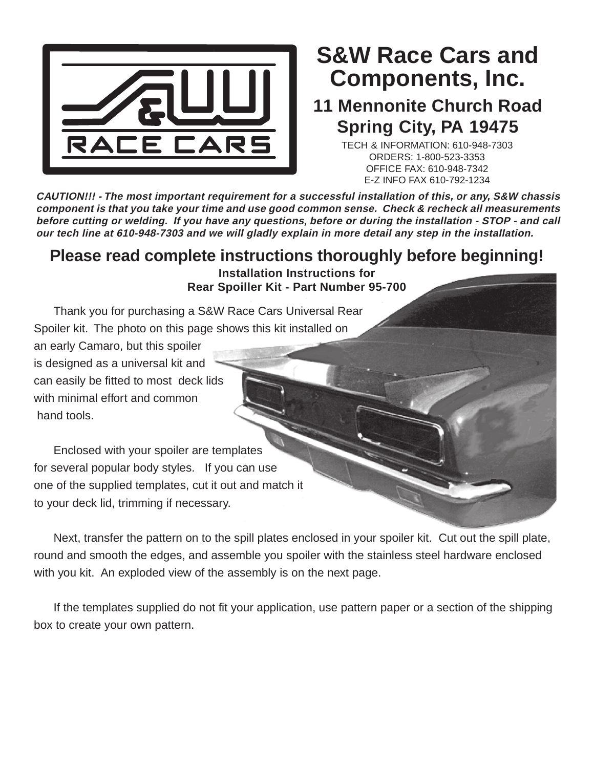# S&W Race Cars and Components, Inc.

## 11 Mennonite Church Road
## Spring City, PA 19475

TECH & INFORMATION: 610-948-7303
ORDERS: 1-800-523-3353
OFFICE FAX: 610-948-7342
E-Z INFO FAX 610-792-1234

***CAUTION!!! - The most important requirement for a successful installation of this, or any, S&W chassis component is that you take your time and use good common sense. Check & recheck all measurements before cutting or welding. If you have any questions, before or during the installation - STOP - and call our tech line at 610-948-7303 and we will gladly explain in more detail any step in the installation.***

## Please read complete instructions thoroughly before beginning!

### Installation Instructions for
### Rear Spoiller Kit - Part Number 95-700

Thank you for purchasing a S&W Race Cars Universal Rear Spoiler kit. The photo on this page shows this kit installed on an early Camaro, but this spoiler is designed as a universal kit and can easily be fitted to most deck lids with minimal effort and common hand tools.

Enclosed with your spoiler are templates for several popular body styles. If you can use one of the supplied templates, cut it out and match it to your deck lid, trimming if necessary.

Next, transfer the pattern on to the spill plates enclosed in your spoiler kit. Cut out the spill plate, round and smooth the edges, and assemble you spoiler with the stainless steel hardware enclosed with you kit. An exploded view of the assembly is on the next page.

If the templates supplied do not fit your application, use pattern paper or a section of the shipping box to create your own pattern.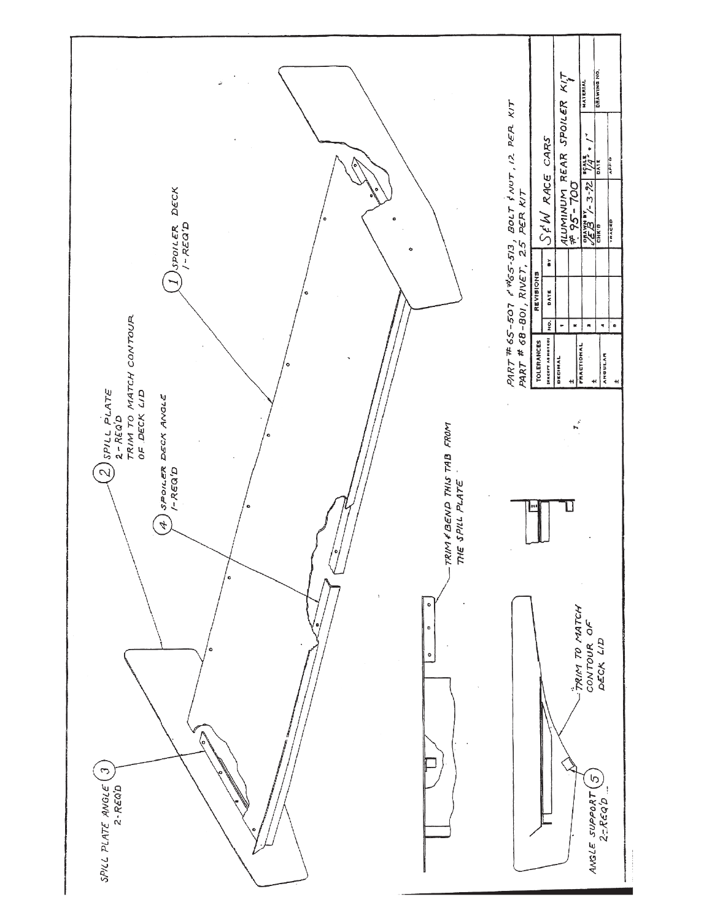SPILL PLATE ANGLE (3) 2-REQ'D

(2) SPILL PLATE 2-REQ'D TRIM TO MATCH CONTOUR OF DECK LID

(4) SPOILER DECK ANGLE 1-REQ'D

(1) SPOILER DECK 1-REQ'D

TRIM & BEND THIS TAB FROM THE SPILL PLATE

TRIM TO MATCH CONTOUR OF DECK LID

ANGLE SUPPORT (5) 2-REQ'D

PART # 65-507 & #65-513, BOLT & NUT, 12 PER KIT
PART # 68-801, RIVET, 25 PER KIT

| TOLERANCES (EXCEPT AS NOTED) | REVISIONS | | | | |
|---|---|---|---|---|---|
| | NO. | DATE | BY | S&W RACE CARS | |
| DECIMAL ± | 1 | | | ALUMINUM REAR SPOILER KIT # 95-700 | |
| | 2 | | | | |
| FRACTIONAL ± | 3 | | | DRAWN BY VEB 1-3-92 | SCALE 1/4" = 1" |
| | 4 | | | CHK'D | DATE |
| ANGULAR ± | 5 | | | TRACED | APP'D |
| | | | | MATERIAL | |
| | | | | DRAWING NO. | |